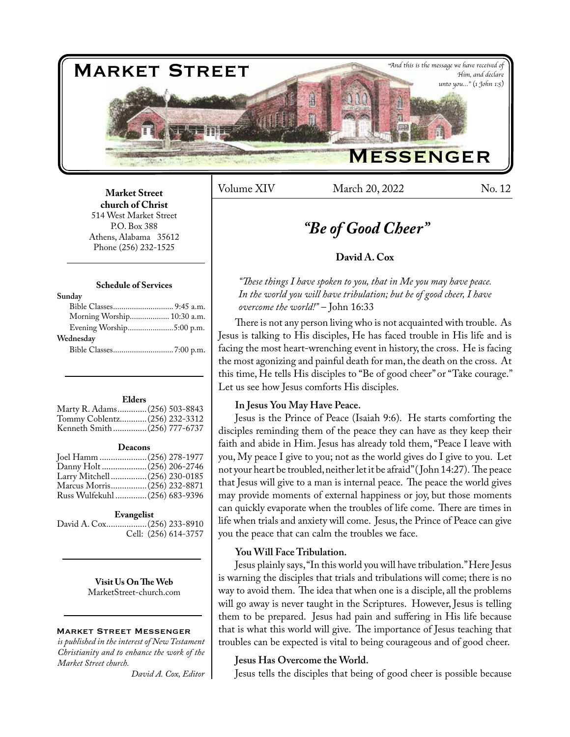# Market Street Messenger

*"And this is the message we have received of Him, and declare unto you..." (1 John 1:5)*

**Market Street church of Christ**
514 West Market Street
P.O. Box 388
Athens, Alabama 35612
Phone (256) 232-1525

**Schedule of Services**

**Sunday**
Bible Classes............................. 9:45 a.m.
Morning Worship................... 10:30 a.m.
Evening Worship......................5:00 p.m.

**Wednesday**
Bible Classes.............................7:00 p.m.

**Elders**
Marty R. Adams.............(256) 503-8843
Tommy Coblentz............(256) 232-3312
Kenneth Smith...............(256) 777-6737

**Deacons**
Joel Hamm.....................(256) 278-1977
Danny Holt....................(256) 206-2746
Larry Mitchell................(256) 230-0185
Marcus Morris................(256) 232-8871
Russ Wulfekuhl..............(256) 683-9396

**Evangelist**
David A. Cox..................(256) 233-8910
Cell: (256) 614-3757

**Visit Us On The Web**
MarketStreet-church.com

**Market Street Messenger**
*is published in the interest of New Testament Christianity and to enhance the work of the Market Street church.*
*David A. Cox, Editor*

Volume XIV | March 20, 2022 | No. 12

## *"Be of Good Cheer"*

**David A. Cox**

*"These things I have spoken to you, that in Me you may have peace. In the world you will have tribulation; but be of good cheer, I have overcome the world!"* – John 16:33

There is not any person living who is not acquainted with trouble. As Jesus is talking to His disciples, He has faced trouble in His life and is facing the most heart-wrenching event in history, the cross. He is facing the most agonizing and painful death for man, the death on the cross. At this time, He tells His disciples to "Be of good cheer" or "Take courage." Let us see how Jesus comforts His disciples.

**In Jesus You May Have Peace.**

Jesus is the Prince of Peace (Isaiah 9:6). He starts comforting the disciples reminding them of the peace they can have as they keep their faith and abide in Him. Jesus has already told them, "Peace I leave with you, My peace I give to you; not as the world gives do I give to you. Let not your heart be troubled, neither let it be afraid" (John 14:27). The peace that Jesus will give to a man is internal peace. The peace the world gives may provide moments of external happiness or joy, but those moments can quickly evaporate when the troubles of life come. There are times in life when trials and anxiety will come. Jesus, the Prince of Peace can give you the peace that can calm the troubles we face.

**You Will Face Tribulation.**

Jesus plainly says, "In this world you will have tribulation." Here Jesus is warning the disciples that trials and tribulations will come; there is no way to avoid them. The idea that when one is a disciple, all the problems will go away is never taught in the Scriptures. However, Jesus is telling them to be prepared. Jesus had pain and suffering in His life because that is what this world will give. The importance of Jesus teaching that troubles can be expected is vital to being courageous and of good cheer.

**Jesus Has Overcome the World.**

Jesus tells the disciples that being of good cheer is possible because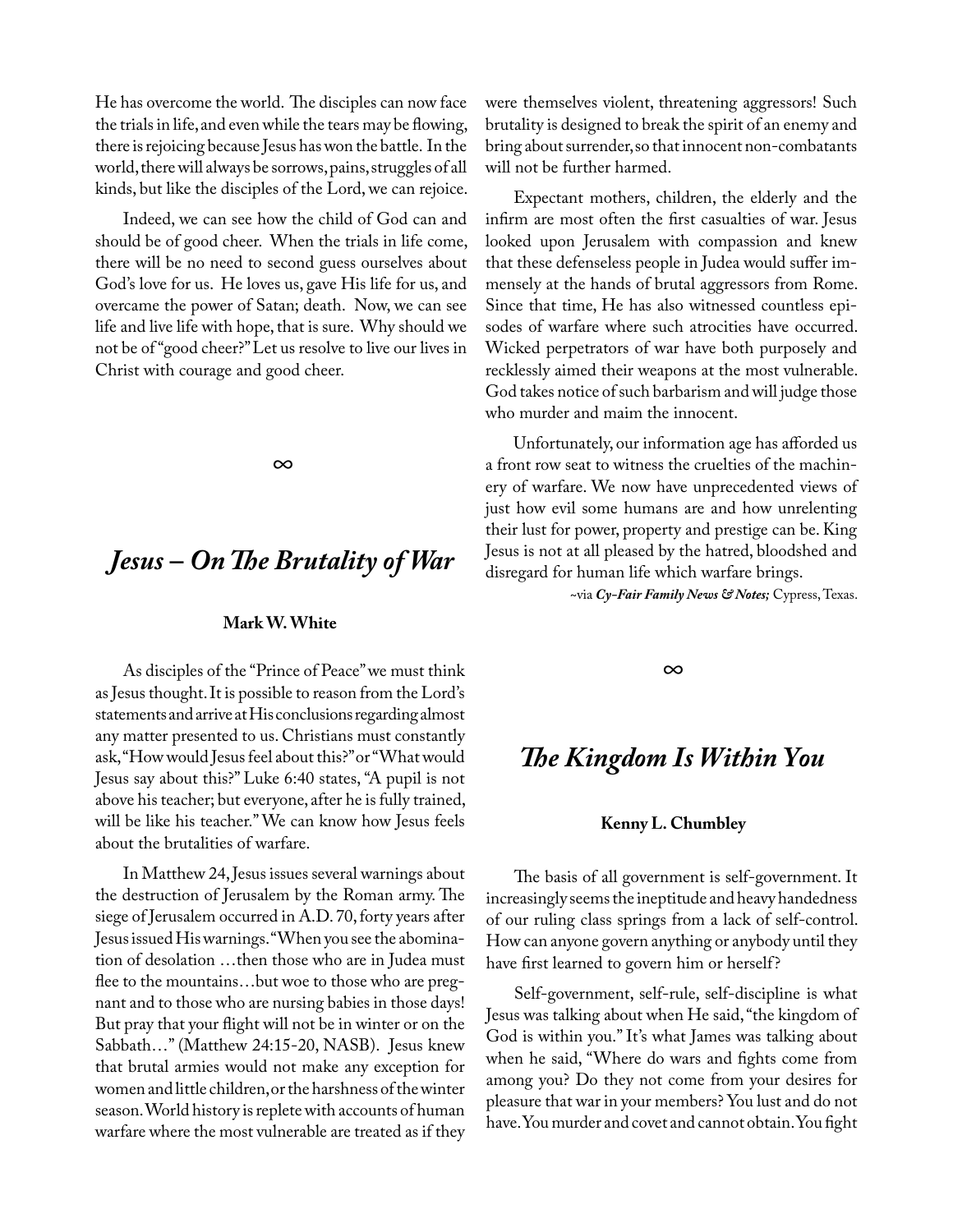He has overcome the world. The disciples can now face the trials in life, and even while the tears may be flowing, there is rejoicing because Jesus has won the battle. In the world, there will always be sorrows, pains, struggles of all kinds, but like the disciples of the Lord, we can rejoice.

Indeed, we can see how the child of God can and should be of good cheer. When the trials in life come, there will be no need to second guess ourselves about God's love for us. He loves us, gave His life for us, and overcame the power of Satan; death. Now, we can see life and live life with hope, that is sure. Why should we not be of "good cheer?" Let us resolve to live our lives in Christ with courage and good cheer.

∞

## *Jesus – On The Brutality of War*

**Mark W. White**

As disciples of the "Prince of Peace" we must think as Jesus thought. It is possible to reason from the Lord's statements and arrive at His conclusions regarding almost any matter presented to us. Christians must constantly ask, "How would Jesus feel about this?" or "What would Jesus say about this?" Luke 6:40 states, "A pupil is not above his teacher; but everyone, after he is fully trained, will be like his teacher." We can know how Jesus feels about the brutalities of warfare.

In Matthew 24, Jesus issues several warnings about the destruction of Jerusalem by the Roman army. The siege of Jerusalem occurred in A.D. 70, forty years after Jesus issued His warnings. "When you see the abomination of desolation …then those who are in Judea must flee to the mountains…but woe to those who are pregnant and to those who are nursing babies in those days! But pray that your flight will not be in winter or on the Sabbath…" (Matthew 24:15-20, NASB). Jesus knew that brutal armies would not make any exception for women and little children, or the harshness of the winter season. World history is replete with accounts of human warfare where the most vulnerable are treated as if they were themselves violent, threatening aggressors! Such brutality is designed to break the spirit of an enemy and bring about surrender, so that innocent non-combatants will not be further harmed.

Expectant mothers, children, the elderly and the infirm are most often the first casualties of war. Jesus looked upon Jerusalem with compassion and knew that these defenseless people in Judea would suffer immensely at the hands of brutal aggressors from Rome. Since that time, He has also witnessed countless episodes of warfare where such atrocities have occurred. Wicked perpetrators of war have both purposely and recklessly aimed their weapons at the most vulnerable. God takes notice of such barbarism and will judge those who murder and maim the innocent.

Unfortunately, our information age has afforded us a front row seat to witness the cruelties of the machinery of warfare. We now have unprecedented views of just how evil some humans are and how unrelenting their lust for power, property and prestige can be. King Jesus is not at all pleased by the hatred, bloodshed and disregard for human life which warfare brings.

~via ***Cy-Fair Family News & Notes;*** Cypress, Texas.

∞

## *The Kingdom Is Within You*

**Kenny L. Chumbley**

The basis of all government is self-government. It increasingly seems the ineptitude and heavy handedness of our ruling class springs from a lack of self-control. How can anyone govern anything or anybody until they have first learned to govern him or herself?

Self-government, self-rule, self-discipline is what Jesus was talking about when He said, "the kingdom of God is within you." It's what James was talking about when he said, "Where do wars and fights come from among you? Do they not come from your desires for pleasure that war in your members? You lust and do not have. You murder and covet and cannot obtain. You fight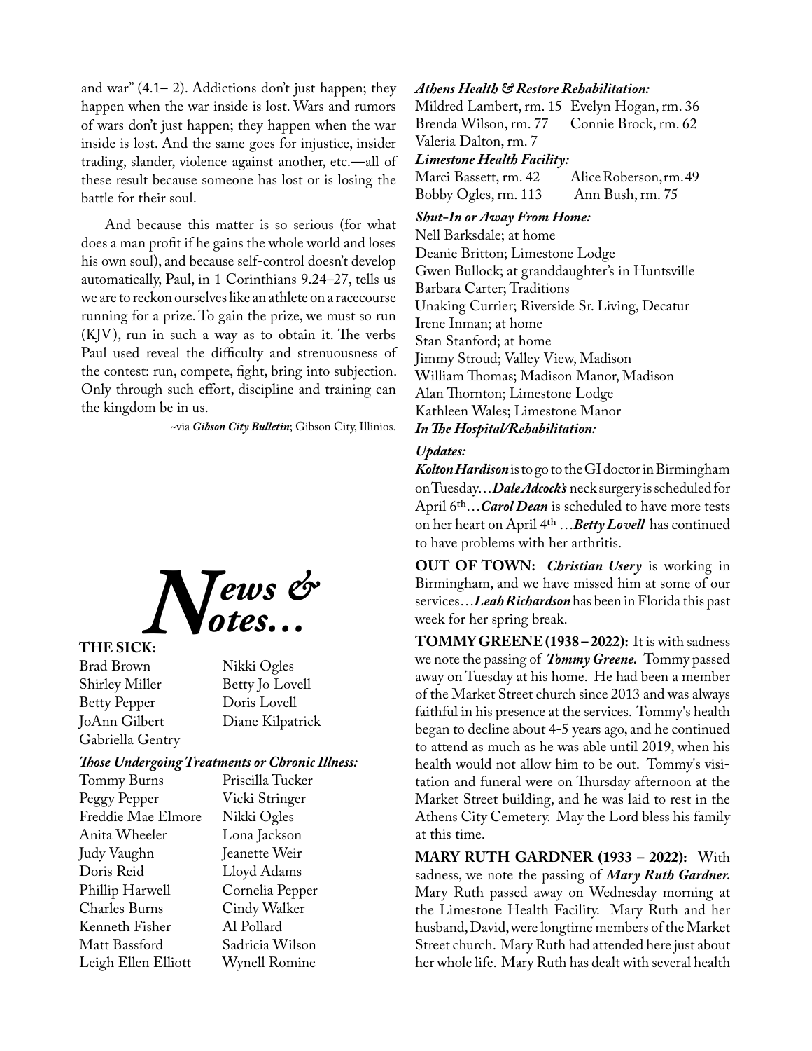and war" (4.1– 2). Addictions don't just happen; they happen when the war inside is lost. Wars and rumors of wars don't just happen; they happen when the war inside is lost. And the same goes for injustice, insider trading, slander, violence against another, etc.—all of these result because someone has lost or is losing the battle for their soul.

And because this matter is so serious (for what does a man profit if he gains the whole world and loses his own soul), and because self-control doesn't develop automatically, Paul, in 1 Corinthians 9.24–27, tells us we are to reckon ourselves like an athlete on a racecourse running for a prize. To gain the prize, we must so run (KJV), run in such a way as to obtain it. The verbs Paul used reveal the difficulty and strenuousness of the contest: run, compete, fight, bring into subjection. Only through such effort, discipline and training can the kingdom be in us.

~via ***Gibson City Bulletin***; Gibson City, Illinios.

# *News & Notes…*

**THE SICK:**

| | |
|---|---|
| Brad Brown | Nikki Ogles |
| Shirley Miller | Betty Jo Lovell |
| Betty Pepper | Doris Lovell |
| JoAnn Gilbert | Diane Kilpatrick |
| Gabriella Gentry | |

***Those Undergoing Treatments or Chronic Illness:***

| | |
|---|---|
| Tommy Burns | Priscilla Tucker |
| Peggy Pepper | Vicki Stringer |
| Freddie Mae Elmore | Nikki Ogles |
| Anita Wheeler | Lona Jackson |
| Judy Vaughn | Jeanette Weir |
| Doris Reid | Lloyd Adams |
| Phillip Harwell | Cornelia Pepper |
| Charles Burns | Cindy Walker |
| Kenneth Fisher | Al Pollard |
| Matt Bassford | Sadricia Wilson |
| Leigh Ellen Elliott | Wynell Romine |

***Athens Health & Restore Rehabilitation:***

| | |
|---|---|
| Mildred Lambert, rm. 15 | Evelyn Hogan, rm. 36 |
| Brenda Wilson, rm. 77 | Connie Brock, rm. 62 |
| Valeria Dalton, rm. 7 | |

***Limestone Health Facility:***

| | |
|---|---|
| Marci Bassett, rm. 42 | Alice Roberson, rm. 49 |
| Bobby Ogles, rm. 113 | Ann Bush, rm. 75 |

***Shut-In or Away From Home:***

Nell Barksdale; at home
Deanie Britton; Limestone Lodge
Gwen Bullock; at granddaughter's in Huntsville
Barbara Carter; Traditions
Unaking Currier; Riverside Sr. Living, Decatur
Irene Inman; at home
Stan Stanford; at home
Jimmy Stroud; Valley View, Madison
William Thomas; Madison Manor, Madison
Alan Thornton; Limestone Lodge
Kathleen Wales; Limestone Manor

***In The Hospital/Rehabilitation:***

***Updates:***

***Kolton Hardison*** is to go to the GI doctor in Birmingham on Tuesday…***Dale Adcock's*** neck surgery is scheduled for April 6th…***Carol Dean*** is scheduled to have more tests on her heart on April 4th …***Betty Lovell*** has continued to have problems with her arthritis.

**OUT OF TOWN:** ***Christian Usery*** is working in Birmingham, and we have missed him at some of our services…***Leah Richardson*** has been in Florida this past week for her spring break.

**TOMMY GREENE (1938 – 2022):** It is with sadness we note the passing of ***Tommy Greene.*** Tommy passed away on Tuesday at his home. He had been a member of the Market Street church since 2013 and was always faithful in his presence at the services. Tommy's health began to decline about 4-5 years ago, and he continued to attend as much as he was able until 2019, when his health would not allow him to be out. Tommy's visitation and funeral were on Thursday afternoon at the Market Street building, and he was laid to rest in the Athens City Cemetery. May the Lord bless his family at this time.

**MARY RUTH GARDNER (1933 – 2022):** With sadness, we note the passing of ***Mary Ruth Gardner.*** Mary Ruth passed away on Wednesday morning at the Limestone Health Facility. Mary Ruth and her husband, David, were longtime members of the Market Street church. Mary Ruth had attended here just about her whole life. Mary Ruth has dealt with several health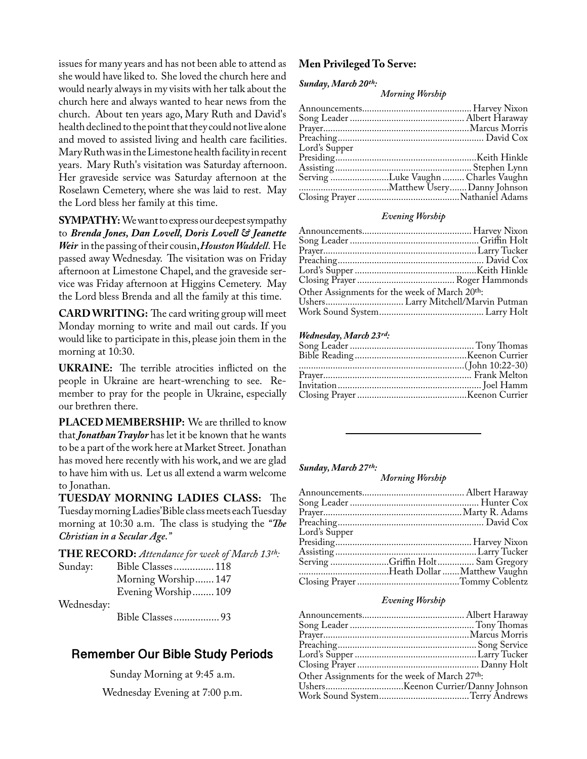issues for many years and has not been able to attend as she would have liked to. She loved the church here and would nearly always in my visits with her talk about the church here and always wanted to hear news from the church. About ten years ago, Mary Ruth and David's health declined to the point that they could not live alone and moved to assisted living and health care facilities. Mary Ruth was in the Limestone health facility in recent years. Mary Ruth's visitation was Saturday afternoon. Her graveside service was Saturday afternoon at the Roselawn Cemetery, where she was laid to rest. May the Lord bless her family at this time.

**SYMPATHY:** We want to express our deepest sympathy to ***Brenda Jones, Dan Lovell, Doris Lovell & Jeanette Weir*** in the passing of their cousin, ***Houston Waddell***. He passed away Wednesday. The visitation was on Friday afternoon at Limestone Chapel, and the graveside service was Friday afternoon at Higgins Cemetery. May the Lord bless Brenda and all the family at this time.

**CARD WRITING:** The card writing group will meet Monday morning to write and mail out cards. If you would like to participate in this, please join them in the morning at 10:30.

**UKRAINE:** The terrible atrocities inflicted on the people in Ukraine are heart-wrenching to see. Remember to pray for the people in Ukraine, especially our brethren there.

**PLACED MEMBERSHIP:** We are thrilled to know that ***Jonathan Traylor*** has let it be known that he wants to be a part of the work here at Market Street. Jonathan has moved here recently with his work, and we are glad to have him with us. Let us all extend a warm welcome to Jonathan.

**TUESDAY MORNING LADIES CLASS:** The Tuesday morning Ladies' Bible class meets each Tuesday morning at 10:30 a.m. The class is studying the ***"The Christian in a Secular Age."***

**THE RECORD:** *Attendance for week of March 13th:*

| | | |
|---|---|---|
| Sunday: | Bible Classes | 118 |
| | Morning Worship | 147 |
| | Evening Worship | 109 |
| Wednesday: | | |
| | Bible Classes | 93 |

## Remember Our Bible Study Periods

Sunday Morning at 9:45 a.m.

Wednesday Evening at 7:00 p.m.

## Men Privileged To Serve:

***Sunday, March 20th:***

*Morning Worship*

Announcements............ Harvey Nixon
Song Leader............ Albert Haraway
Prayer............ Marcus Morris
Preaching............ David Cox
Lord's Supper
Presiding............ Keith Hinkle
Assisting............ Stephen Lynn
Serving............ Luke Vaughn ......... Charles Vaughn
............ Matthew Usery ....... Danny Johnson
Closing Prayer............ Nathaniel Adams

*Evening Worship*

Announcements............ Harvey Nixon
Song Leader............ Griffin Holt
Prayer............ Larry Tucker
Preaching............ David Cox
Lord's Supper............ Keith Hinkle
Closing Prayer............ Roger Hammonds
Other Assignments for the week of March 20th:
Ushers............ Larry Mitchell/Marvin Putman
Work Sound System............ Larry Holt

***Wednesday, March 23rd:***

Song Leader............ Tony Thomas
Bible Reading............ Keenon Currier
............ (John 10:22-30)
Prayer............ Frank Melton
Invitation............ Joel Hamm
Closing Prayer............ Keenon Currier

---

***Sunday, March 27th:***

*Morning Worship*

Announcements............ Albert Haraway
Song Leader............ Hunter Cox
Prayer............ Marty R. Adams
Preaching............ David Cox
Lord's Supper
Presiding............ Harvey Nixon
Assisting............ Larry Tucker
Serving............ Griffin Holt ............... Sam Gregory
............ Heath Dollar ....... Matthew Vaughn
Closing Prayer............ Tommy Coblentz

*Evening Worship*

Announcements............ Albert Haraway
Song Leader............ Tony Thomas
Prayer............ Marcus Morris
Preaching............ Song Service
Lord's Supper............ Larry Tucker
Closing Prayer............ Danny Holt
Other Assignments for the week of March 27th:
Ushers............ Keenon Currier/Danny Johnson
Work Sound System............ Terry Andrews